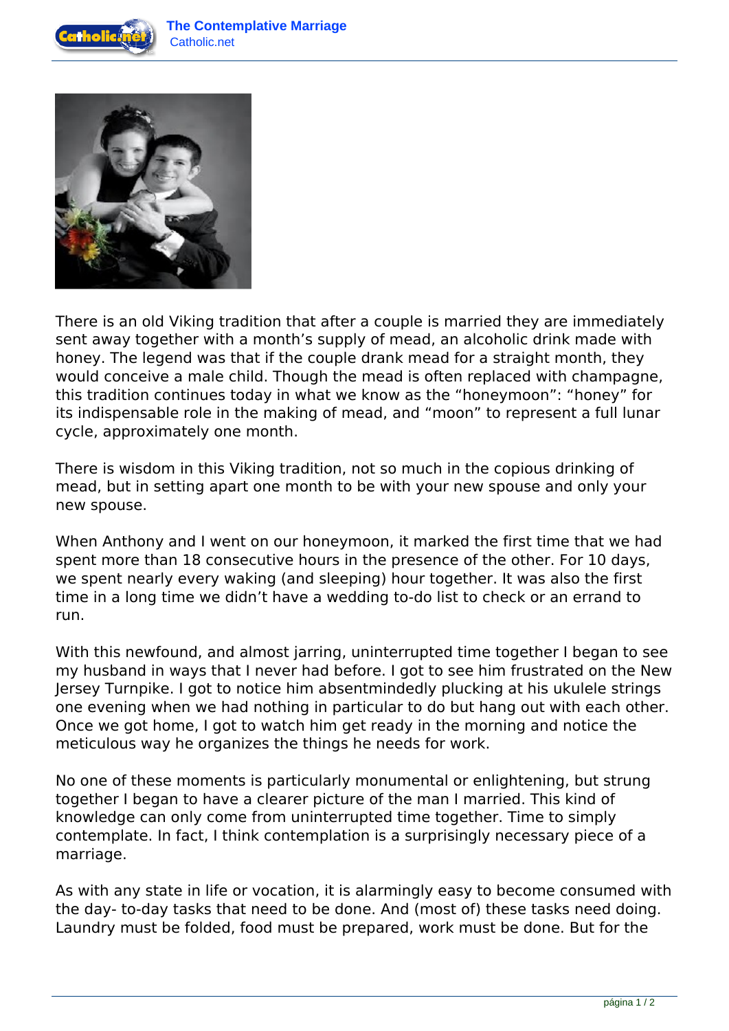There is an old Viking tradition that after a couple is married they are immediately sent away together with a month's supply of mead, an alcoholic drink made with honey. The legend was that if the couple drank mead for a straight month, they would conceive a male child. Though the mead is often replaced with champagne, this tradition continues today in what we know as the "honeymoon": "honey" for its indispensable role in the making of mead, and "moon" to represent a full lunar cycle, approximately one month.

There is wisdom in this Viking tradition, not so much in the copious drinking of mead, but in setting apart one month to be with your new spouse and only your new spouse.

When Anthony and I went on our honeymoon, it marked the first time that we had spent more than 18 consecutive hours in the presence of the other. For 10 days, we spent nearly every waking (and sleeping) hour together. It was also the first time in a long time we didn't have a wedding to-do list to check or an errand to run.

With this newfound, and almost jarring, uninterrupted time together I began to see my husband in ways that I never had before. I got to see him frustrated on the New Jersey Turnpike. I got to notice him absentmindedly plucking at his ukulele strings one evening when we had nothing in particular to do but hang out with each other. Once we got home, I got to watch him get ready in the morning and notice the meticulous way he organizes the things he needs for work.

No one of these moments is particularly monumental or enlightening, but strung together I began to have a clearer picture of the man I married. This kind of knowledge can only come from uninterrupted time together. Time to simply contemplate. In fact, I think contemplation is a surprisingly necessary piece of a marriage.

As with any state in life or vocation, it is alarmingly easy to become consumed with the day- to-day tasks that need to be done. And (most of) these tasks need doing. Laundry must be folded, food must be prepared, work must be done. But for the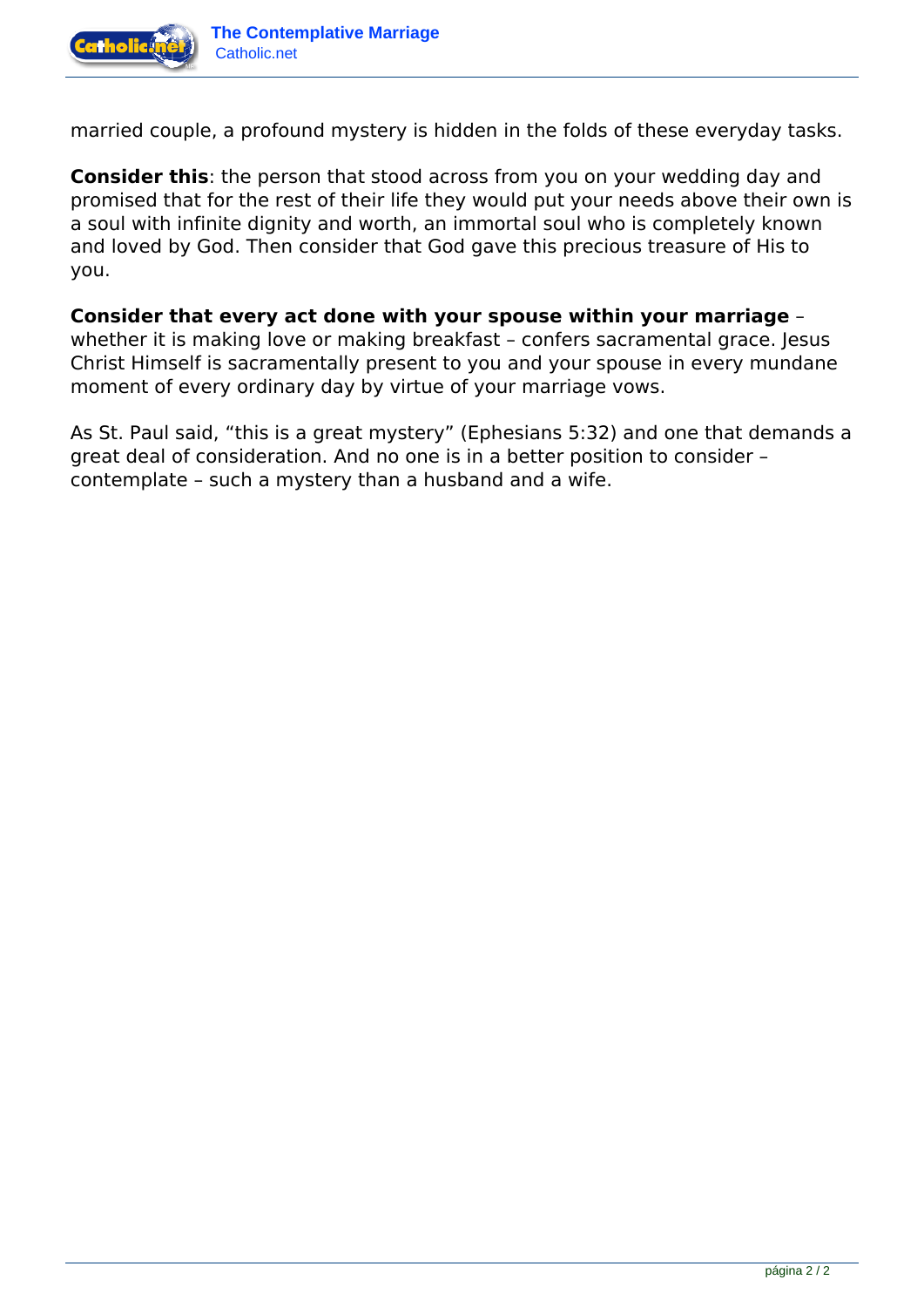married couple, a profound mystery is hidden in the folds of these everyday tasks.

**Consider this**: the person that stood across from you on your wedding day and promised that for the rest of their life they would put your needs above their own is a soul with infinite dignity and worth, an immortal soul who is completely known and loved by God. Then consider that God gave this precious treasure of His to you.

**Consider that every act done with your spouse within your marriage** – whether it is making love or making breakfast – confers sacramental grace. Jesus Christ Himself is sacramentally present to you and your spouse in every mundane moment of every ordinary day by virtue of your marriage vows.

As St. Paul said, “this is a great mystery” (Ephesians 5:32) and one that demands a great deal of consideration. And no one is in a better position to consider – contemplate – such a mystery than a husband and a wife.